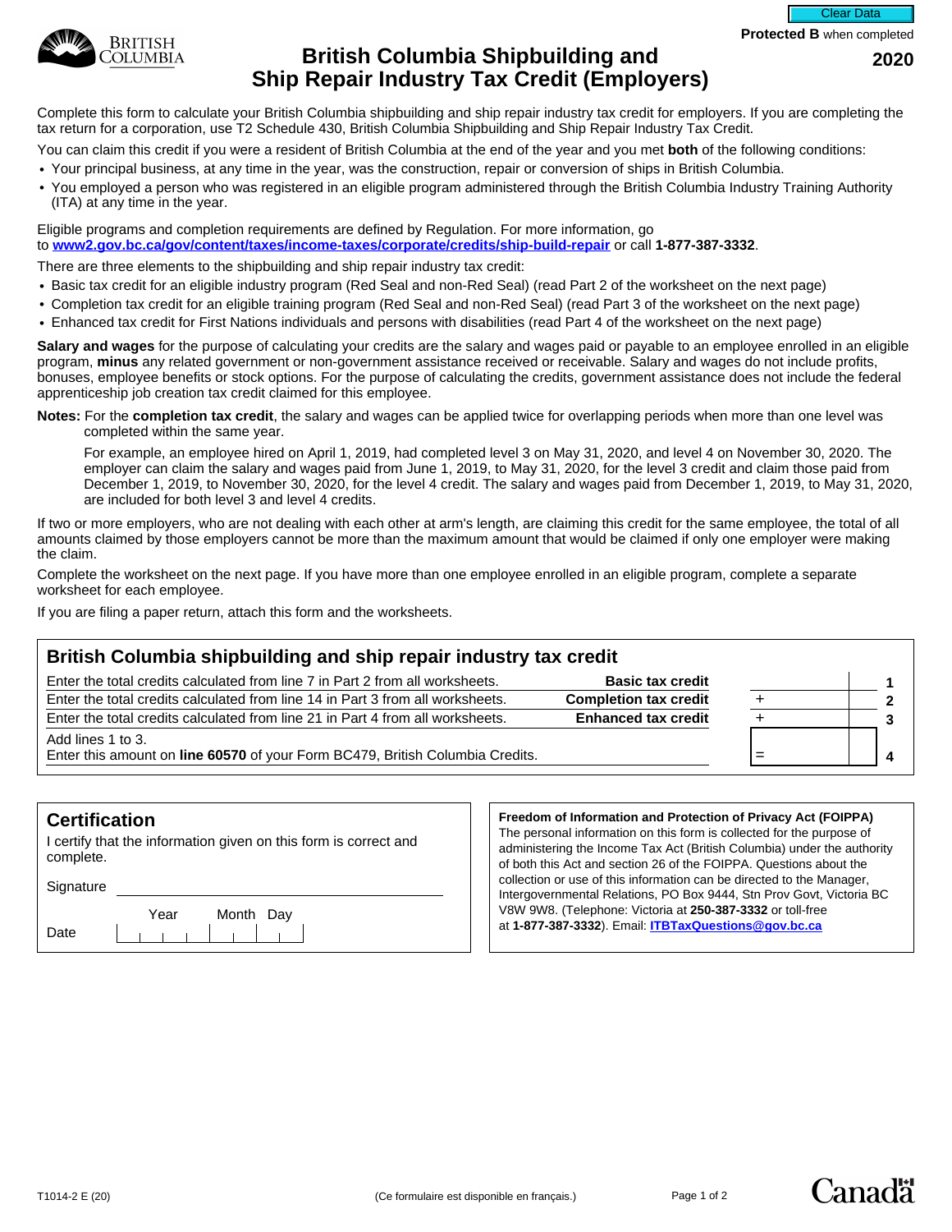Protected B when completed

# British Columbia Shipbuilding and Ship Repair Industry Tax Credit (Employers)

**2020**

Complete this form to calculate your British Columbia shipbuilding and ship repair industry tax credit for employers. If you are completing the tax return for a corporation, use T2 Schedule 430, British Columbia Shipbuilding and Ship Repair Industry Tax Credit.

You can claim this credit if you were a resident of British Columbia at the end of the year and you met **both** of the following conditions:

- Your principal business, at any time in the year, was the construction, repair or conversion of ships in British Columbia.
- You employed a person who was registered in an eligible program administered through the British Columbia Industry Training Authority (ITA) at any time in the year.

Eligible programs and completion requirements are defined by Regulation. For more information, go to **www2.gov.bc.ca/gov/content/taxes/income-taxes/corporate/credits/ship-build-repair** or call **1-877-387-3332**.

There are three elements to the shipbuilding and ship repair industry tax credit:

- Basic tax credit for an eligible industry program (Red Seal and non-Red Seal) (read Part 2 of the worksheet on the next page)
- Completion tax credit for an eligible training program (Red Seal and non-Red Seal) (read Part 3 of the worksheet on the next page)
- Enhanced tax credit for First Nations individuals and persons with disabilities (read Part 4 of the worksheet on the next page)

**Salary and wages** for the purpose of calculating your credits are the salary and wages paid or payable to an employee enrolled in an eligible program, **minus** any related government or non-government assistance received or receivable. Salary and wages do not include profits, bonuses, employee benefits or stock options. For the purpose of calculating the credits, government assistance does not include the federal apprenticeship job creation tax credit claimed for this employee.

**Notes:** For the **completion tax credit**, the salary and wages can be applied twice for overlapping periods when more than one level was completed within the same year.

For example, an employee hired on April 1, 2019, had completed level 3 on May 31, 2020, and level 4 on November 30, 2020. The employer can claim the salary and wages paid from June 1, 2019, to May 31, 2020, for the level 3 credit and claim those paid from December 1, 2019, to November 30, 2020, for the level 4 credit. The salary and wages paid from December 1, 2019, to May 31, 2020, are included for both level 3 and level 4 credits.

If two or more employers, who are not dealing with each other at arm's length, are claiming this credit for the same employee, the total of all amounts claimed by those employers cannot be more than the maximum amount that would be claimed if only one employer were making the claim.

Complete the worksheet on the next page. If you have more than one employee enrolled in an eligible program, complete a separate worksheet for each employee.

If you are filing a paper return, attach this form and the worksheets.

## British Columbia shipbuilding and ship repair industry tax credit

| Description | Credit | | Amount | Line |
|---|---|---|---|---|
| Enter the total credits calculated from line 7 in Part 2 from all worksheets. | **Basic tax credit** | | | 1 |
| Enter the total credits calculated from line 14 in Part 3 from all worksheets. | **Completion tax credit** | + | | 2 |
| Enter the total credits calculated from line 21 in Part 4 from all worksheets. | **Enhanced tax credit** | + | | 3 |
| Add lines 1 to 3. Enter this amount on **line 60570** of your Form BC479, British Columbia Credits. | | = | | 4 |

## Certification

I certify that the information given on this form is correct and complete.

Signature ____________________

Date Year | Month | Day

**Freedom of Information and Protection of Privacy Act (FOIPPA)**
The personal information on this form is collected for the purpose of administering the Income Tax Act (British Columbia) under the authority of both this Act and section 26 of the FOIPPA. Questions about the collection or use of this information can be directed to the Manager, Intergovernmental Relations, PO Box 9444, Stn Prov Govt, Victoria BC V8W 9W8. (Telephone: Victoria at **250-387-3332** or toll-free at **1-877-387-3332**). Email: **ITBTaxQuestions@gov.bc.ca**

T1014-2 E (20) (Ce formulaire est disponible en français.)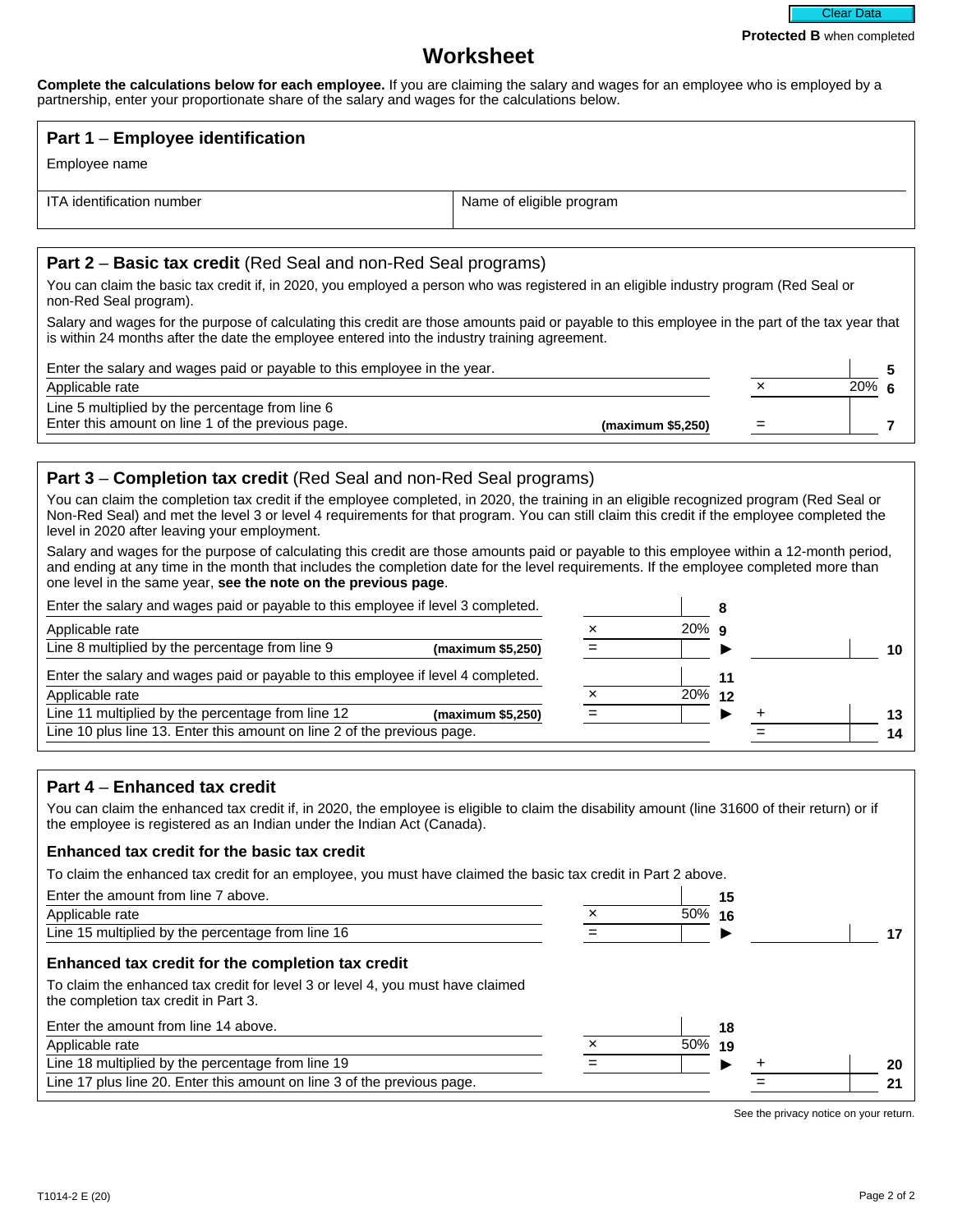Protected B when completed

# Worksheet

**Complete the calculations below for each employee.** If you are claiming the salary and wages for an employee who is employed by a partnership, enter your proportionate share of the salary and wages for the calculations below.

## Part 1 – Employee identification

| Employee name | |
|---|---|
| ITA identification number | Name of eligible program |

## Part 2 – Basic tax credit (Red Seal and non-Red Seal programs)

You can claim the basic tax credit if, in 2020, you employed a person who was registered in an eligible industry program (Red Seal or non-Red Seal program).

Salary and wages for the purpose of calculating this credit are those amounts paid or payable to this employee in the part of the tax year that is within 24 months after the date the employee entered into the industry training agreement.

| | | | |
|---|---|---|---|
| Enter the salary and wages paid or payable to this employee in the year. | | | 5 |
| Applicable rate | × | 20% | 6 |
| Line 5 multiplied by the percentage from line 6. Enter this amount on line 1 of the previous page. **(maximum $5,250)** | = | | 7 |

## Part 3 – Completion tax credit (Red Seal and non-Red Seal programs)

You can claim the completion tax credit if the employee completed, in 2020, the training in an eligible recognized program (Red Seal or Non-Red Seal) and met the level 3 or level 4 requirements for that program. You can still claim this credit if the employee completed the level in 2020 after leaving your employment.

Salary and wages for the purpose of calculating this credit are those amounts paid or payable to this employee within a 12-month period, and ending at any time in the month that includes the completion date for the level requirements. If the employee completed more than one level in the same year, **see the note on the previous page**.

| | | | | | | |
|---|---|---|---|---|---|---|
| Enter the salary and wages paid or payable to this employee if level 3 completed. | | | 8 | | | |
| Applicable rate | × | 20% | 9 | | | |
| Line 8 multiplied by the percentage from line 9 **(maximum $5,250)** | = | | ► | | | 10 |
| Enter the salary and wages paid or payable to this employee if level 4 completed. | | | 11 | | | |
| Applicable rate | × | 20% | 12 | | | |
| Line 11 multiplied by the percentage from line 12 **(maximum $5,250)** | = | | ► | + | | 13 |
| Line 10 plus line 13. Enter this amount on line 2 of the previous page. | | | | = | | 14 |

## Part 4 – Enhanced tax credit

You can claim the enhanced tax credit if, in 2020, the employee is eligible to claim the disability amount (line 31600 of their return) or if the employee is registered as an Indian under the Indian Act (Canada).

### Enhanced tax credit for the basic tax credit

To claim the enhanced tax credit for an employee, you must have claimed the basic tax credit in Part 2 above.

| | | | | | | |
|---|---|---|---|---|---|---|
| Enter the amount from line 7 above. | | | 15 | | | |
| Applicable rate | × | 50% | 16 | | | |
| Line 15 multiplied by the percentage from line 16 | = | | ► | | | 17 |

### Enhanced tax credit for the completion tax credit

To claim the enhanced tax credit for level 3 or level 4, you must have claimed the completion tax credit in Part 3.

| | | | | | | |
|---|---|---|---|---|---|---|
| Enter the amount from line 14 above. | | | 18 | | | |
| Applicable rate | × | 50% | 19 | | | |
| Line 18 multiplied by the percentage from line 19 | = | | ► | + | | 20 |
| Line 17 plus line 20. Enter this amount on line 3 of the previous page. | | | | = | | 21 |

See the privacy notice on your return.

T1014-2 E (20)